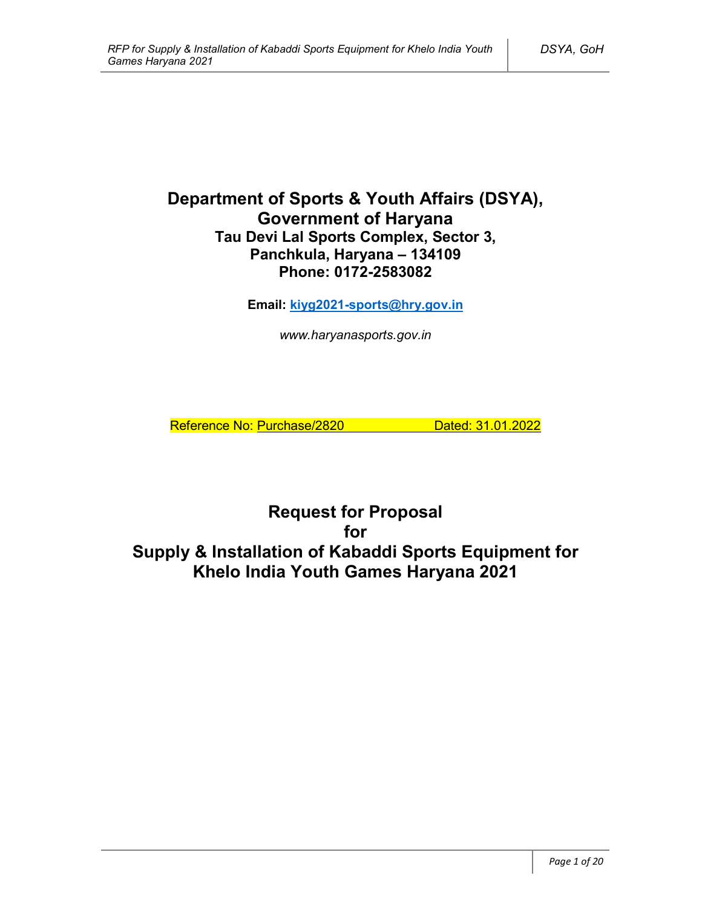# Department of Sports & Youth Affairs (DSYA), Government of Haryana

**Tau Devi Lal Sports Complex, Sector 3,**
**Panchkula, Haryana – 134109**
**Phone: 0172-2583082**

**Email: kiyg2021-sports@hry.gov.in**

*www.haryanasports.gov.in*

Reference No: Purchase/2820 Dated: 31.01.2022

# Request for Proposal for Supply & Installation of Kabaddi Sports Equipment for Khelo India Youth Games Haryana 2021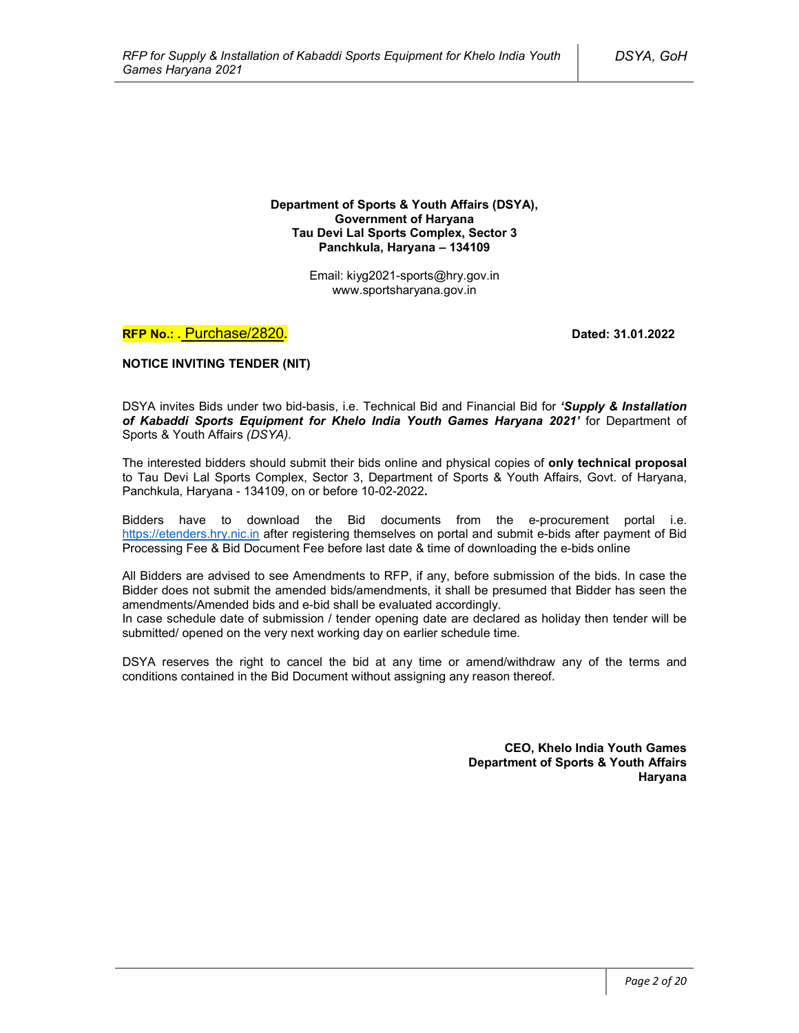**Department of Sports & Youth Affairs (DSYA),**
**Government of Haryana**
**Tau Devi Lal Sports Complex, Sector 3**
**Panchkula, Haryana – 134109**

Email: kiyg2021-sports@hry.gov.in
www.sportsharyana.gov.in

**RFP No.: .** Purchase/2820. **Dated: 31.01.2022**

**NOTICE INVITING TENDER (NIT)**

DSYA invites Bids under two bid-basis, i.e. Technical Bid and Financial Bid for ***'Supply & Installation of Kabaddi Sports Equipment for Khelo India Youth Games Haryana 2021'*** for Department of Sports & Youth Affairs *(DSYA)*.

The interested bidders should submit their bids online and physical copies of **only technical proposal** to Tau Devi Lal Sports Complex, Sector 3, Department of Sports & Youth Affairs, Govt. of Haryana, Panchkula, Haryana - 134109, on or before 10-02-2022**.**

Bidders have to download the Bid documents from the e-procurement portal i.e. https://etenders.hry.nic.in after registering themselves on portal and submit e-bids after payment of Bid Processing Fee & Bid Document Fee before last date & time of downloading the e-bids online

All Bidders are advised to see Amendments to RFP, if any, before submission of the bids. In case the Bidder does not submit the amended bids/amendments, it shall be presumed that Bidder has seen the amendments/Amended bids and e-bid shall be evaluated accordingly.
In case schedule date of submission / tender opening date are declared as holiday then tender will be submitted/ opened on the very next working day on earlier schedule time.

DSYA reserves the right to cancel the bid at any time or amend/withdraw any of the terms and conditions contained in the Bid Document without assigning any reason thereof.

**CEO, Khelo India Youth Games**
**Department of Sports & Youth Affairs**
**Haryana**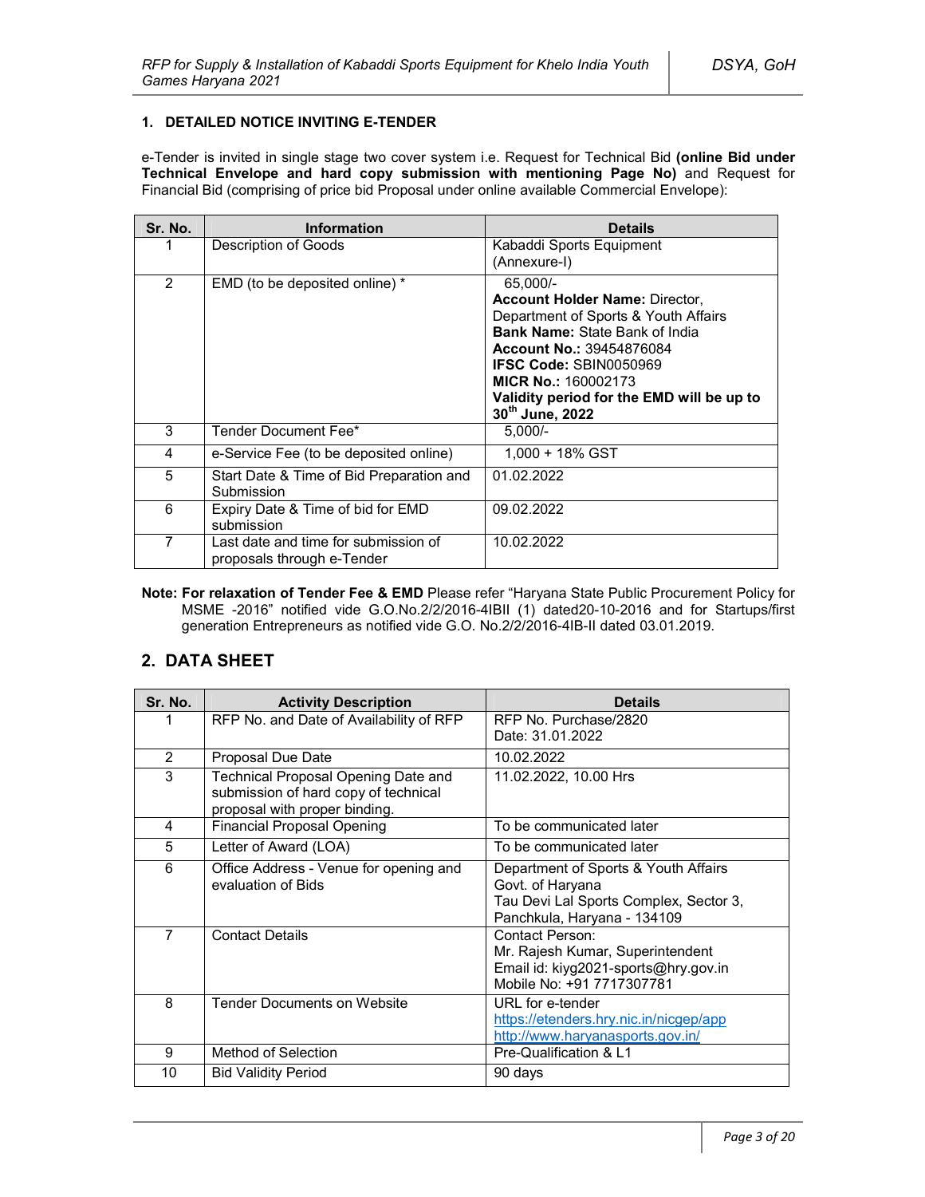### 1. DETAILED NOTICE INVITING E-TENDER

e-Tender is invited in single stage two cover system i.e. Request for Technical Bid **(online Bid under Technical Envelope and hard copy submission with mentioning Page No)** and Request for Financial Bid (comprising of price bid Proposal under online available Commercial Envelope):

| Sr. No. | Information | Details |
|---|---|---|
| 1 | Description of Goods | Kabaddi Sports Equipment (Annexure-I) |
| 2 | EMD (to be deposited online) * | 65,000/-<br>**Account Holder Name:** Director, Department of Sports & Youth Affairs<br>**Bank Name:** State Bank of India<br>**Account No.:** 39454876084<br>**IFSC Code:** SBIN0050969<br>**MICR No.:** 160002173<br>**Validity period for the EMD will be up to 30th June, 2022** |
| 3 | Tender Document Fee* | 5,000/- |
| 4 | e-Service Fee (to be deposited online) | 1,000 + 18% GST |
| 5 | Start Date & Time of Bid Preparation and Submission | 01.02.2022 |
| 6 | Expiry Date & Time of bid for EMD submission | 09.02.2022 |
| 7 | Last date and time for submission of proposals through e-Tender | 10.02.2022 |

**Note: For relaxation of Tender Fee & EMD** Please refer "Haryana State Public Procurement Policy for MSME -2016" notified vide G.O.No.2/2/2016-4IBII (1) dated20-10-2016 and for Startups/first generation Entrepreneurs as notified vide G.O. No.2/2/2016-4IB-II dated 03.01.2019.

## 2. DATA SHEET

| Sr. No. | Activity Description | Details |
|---|---|---|
| 1 | RFP No. and Date of Availability of RFP | RFP No. Purchase/2820<br>Date: 31.01.2022 |
| 2 | Proposal Due Date | 10.02.2022 |
| 3 | Technical Proposal Opening Date and submission of hard copy of technical proposal with proper binding. | 11.02.2022, 10.00 Hrs |
| 4 | Financial Proposal Opening | To be communicated later |
| 5 | Letter of Award (LOA) | To be communicated later |
| 6 | Office Address - Venue for opening and evaluation of Bids | Department of Sports & Youth Affairs<br>Govt. of Haryana<br>Tau Devi Lal Sports Complex, Sector 3, Panchkula, Haryana - 134109 |
| 7 | Contact Details | Contact Person:<br>Mr. Rajesh Kumar, Superintendent<br>Email id: kiyg2021-sports@hry.gov.in<br>Mobile No: +91 7717307781 |
| 8 | Tender Documents on Website | URL for e-tender<br>https://etenders.hry.nic.in/nicgep/app<br>http://www.haryanasports.gov.in/ |
| 9 | Method of Selection | Pre-Qualification & L1 |
| 10 | Bid Validity Period | 90 days |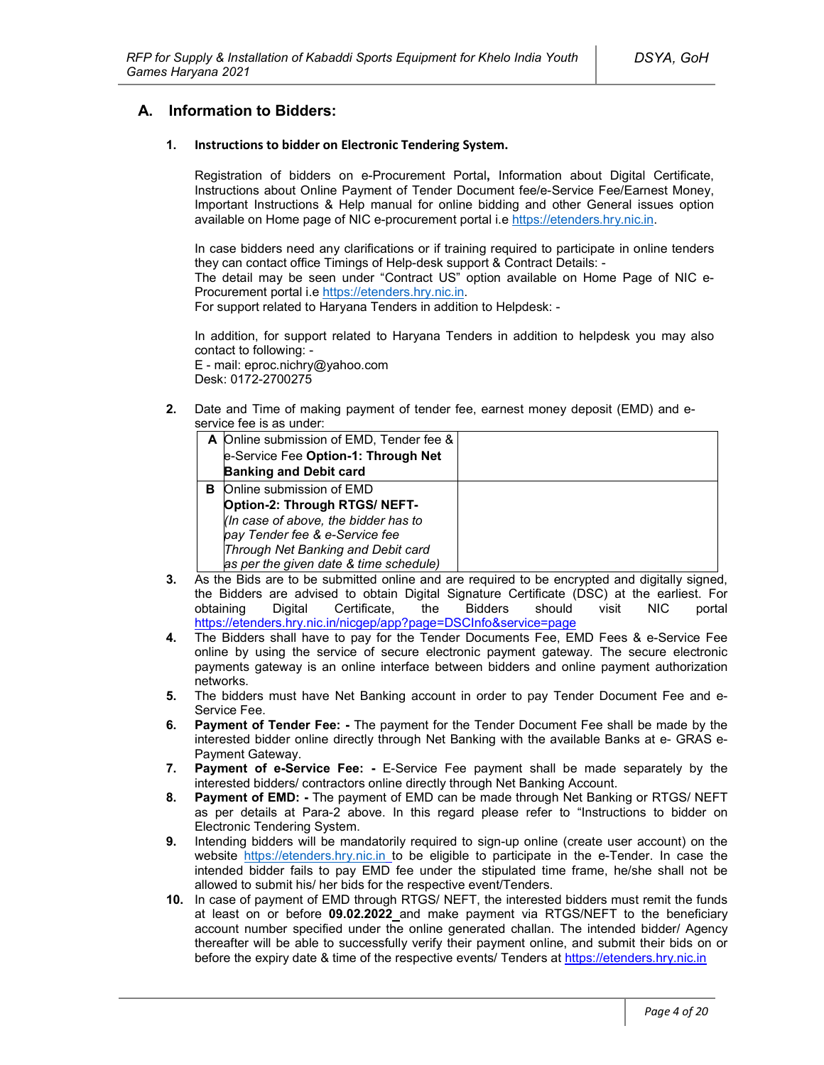## A. Information to Bidders:

### 1. Instructions to bidder on Electronic Tendering System.

Registration of bidders on e-Procurement Portal**,** Information about Digital Certificate, Instructions about Online Payment of Tender Document fee/e-Service Fee/Earnest Money, Important Instructions & Help manual for online bidding and other General issues option available on Home page of NIC e-procurement portal i.e https://etenders.hry.nic.in.

In case bidders need any clarifications or if training required to participate in online tenders they can contact office Timings of Help-desk support & Contract Details: -
The detail may be seen under "Contract US" option available on Home Page of NIC e-Procurement portal i.e https://etenders.hry.nic.in.
For support related to Haryana Tenders in addition to Helpdesk: -

In addition, for support related to Haryana Tenders in addition to helpdesk you may also contact to following: -
E - mail: eproc.nichry@yahoo.com
Desk: 0172-2700275

**2.** Date and Time of making payment of tender fee, earnest money deposit (EMD) and e-service fee is as under:

| | | |
|---|---|---|
| **A** | Online submission of EMD, Tender fee & e-Service Fee **Option-1: Through Net Banking and Debit card** | |
| **B** | Online submission of EMD **Option-2: Through RTGS/ NEFT-** *(In case of above, the bidder has to pay Tender fee & e-Service fee Through Net Banking and Debit card as per the given date & time schedule)* | |

**3.** As the Bids are to be submitted online and are required to be encrypted and digitally signed, the Bidders are advised to obtain Digital Signature Certificate (DSC) at the earliest. For obtaining Digital Certificate, the Bidders should visit NIC portal https://etenders.hry.nic.in/nicgep/app?page=DSCInfo&service=page

**4.** The Bidders shall have to pay for the Tender Documents Fee, EMD Fees & e-Service Fee online by using the service of secure electronic payment gateway. The secure electronic payments gateway is an online interface between bidders and online payment authorization networks.

**5.** The bidders must have Net Banking account in order to pay Tender Document Fee and e-Service Fee.

**6.** **Payment of Tender Fee: -** The payment for the Tender Document Fee shall be made by the interested bidder online directly through Net Banking with the available Banks at e- GRAS e-Payment Gateway.

**7.** **Payment of e-Service Fee: -** E-Service Fee payment shall be made separately by the interested bidders/ contractors online directly through Net Banking Account.

**8.** **Payment of EMD: -** The payment of EMD can be made through Net Banking or RTGS/ NEFT as per details at Para-2 above. In this regard please refer to "Instructions to bidder on Electronic Tendering System.

**9.** Intending bidders will be mandatorily required to sign-up online (create user account) on the website https://etenders.hry.nic.in to be eligible to participate in the e-Tender. In case the intended bidder fails to pay EMD fee under the stipulated time frame, he/she shall not be allowed to submit his/ her bids for the respective event/Tenders.

**10.** In case of payment of EMD through RTGS/ NEFT, the interested bidders must remit the funds at least on or before **09.02.2022** and make payment via RTGS/NEFT to the beneficiary account number specified under the online generated challan. The intended bidder/ Agency thereafter will be able to successfully verify their payment online, and submit their bids on or before the expiry date & time of the respective events/ Tenders at https://etenders.hry.nic.in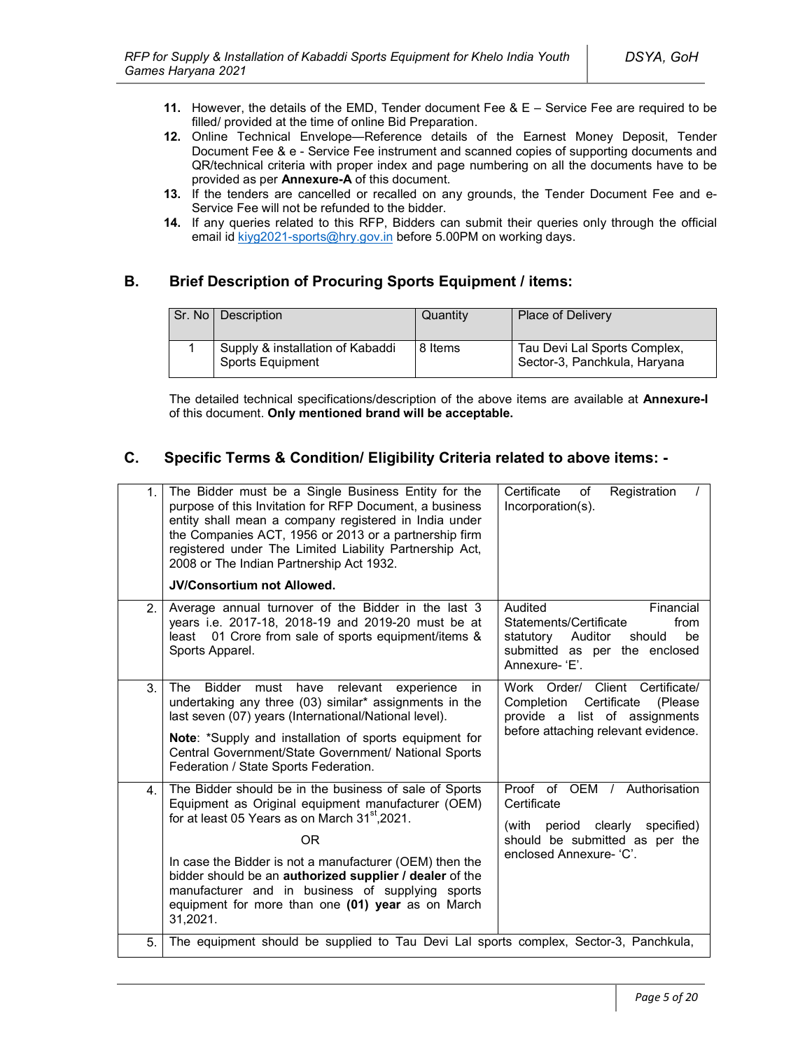11. However, the details of the EMD, Tender document Fee & E – Service Fee are required to be filled/ provided at the time of online Bid Preparation.
12. Online Technical Envelope—Reference details of the Earnest Money Deposit, Tender Document Fee & e - Service Fee instrument and scanned copies of supporting documents and QR/technical criteria with proper index and page numbering on all the documents have to be provided as per **Annexure-A** of this document.
13. If the tenders are cancelled or recalled on any grounds, the Tender Document Fee and e-Service Fee will not be refunded to the bidder.
14. If any queries related to this RFP, Bidders can submit their queries only through the official email id kiyg2021-sports@hry.gov.in before 5.00PM on working days.

## B. Brief Description of Procuring Sports Equipment / items:

| Sr. No | Description | Quantity | Place of Delivery |
|---|---|---|---|
| 1 | Supply & installation of Kabaddi Sports Equipment | 8 Items | Tau Devi Lal Sports Complex, Sector-3, Panchkula, Haryana |

The detailed technical specifications/description of the above items are available at **Annexure-I** of this document. **Only mentioned brand will be acceptable.**

## C. Specific Terms & Condition/ Eligibility Criteria related to above items: -

| | | |
|---|---|---|
| 1. | The Bidder must be a Single Business Entity for the purpose of this Invitation for RFP Document, a business entity shall mean a company registered in India under the Companies ACT, 1956 or 2013 or a partnership firm registered under The Limited Liability Partnership Act, 2008 or The Indian Partnership Act 1932.<br><br>**JV/Consortium not Allowed.** | Certificate of Registration / Incorporation(s). |
| 2. | Average annual turnover of the Bidder in the last 3 years i.e. 2017-18, 2018-19 and 2019-20 must be at least 01 Crore from sale of sports equipment/items & Sports Apparel. | Audited Financial Statements/Certificate from statutory Auditor should be submitted as per the enclosed Annexure- 'E'. |
| 3. | The Bidder must have relevant experience in undertaking any three (03) similar* assignments in the last seven (07) years (International/National level).<br><br>**Note**: *Supply and installation of sports equipment for Central Government/State Government/ National Sports Federation / State Sports Federation. | Work Order/ Client Certificate/ Completion Certificate (Please provide a list of assignments before attaching relevant evidence. |
| 4. | The Bidder should be in the business of sale of Sports Equipment as Original equipment manufacturer (OEM) for at least 05 Years as on March 31st,2021.<br><br>OR<br><br>In case the Bidder is not a manufacturer (OEM) then the bidder should be an **authorized supplier / dealer** of the manufacturer and in business of supplying sports equipment for more than one **(01) year** as on March 31,2021. | Proof of OEM / Authorisation Certificate<br><br>(with period clearly specified) should be submitted as per the enclosed Annexure- 'C'. |
| 5. | The equipment should be supplied to Tau Devi Lal sports complex, Sector-3, Panchkula, | |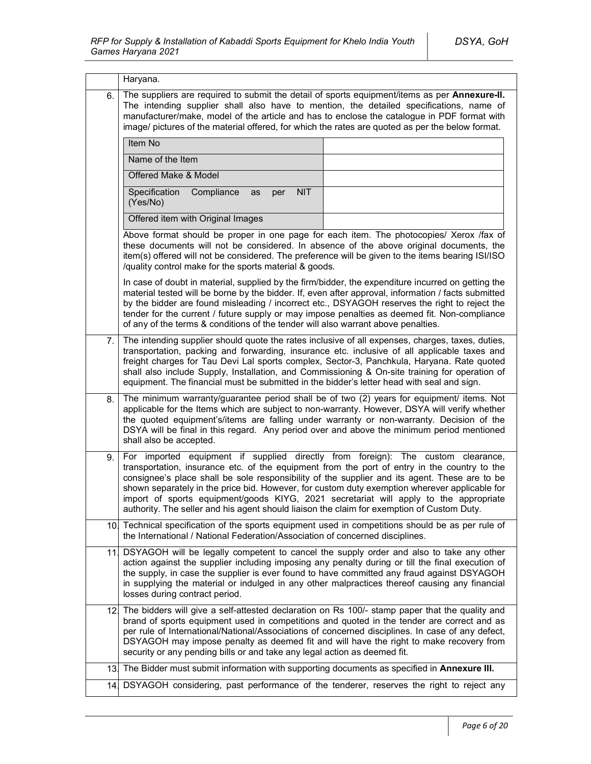| | |
|---|---|
| | Haryana. |
| 6. | The suppliers are required to submit the detail of sports equipment/items as per **Annexure-II.** The intending supplier shall also have to mention, the detailed specifications, name of manufacturer/make, model of the article and has to enclose the catalogue in PDF format with image/ pictures of the material offered, for which the rates are quoted as per the below format. |

| Item No | |
|---|---|
| Name of the Item | |
| Offered Make & Model | |
| Specification Compliance as per NIT (Yes/No) | |
| Offered item with Original Images | |

Above format should be proper in one page for each item. The photocopies/ Xerox /fax of these documents will not be considered. In absence of the above original documents, the item(s) offered will not be considered. The preference will be given to the items bearing ISI/ISO /quality control make for the sports material & goods.

In case of doubt in material, supplied by the firm/bidder, the expenditure incurred on getting the material tested will be borne by the bidder. If, even after approval, information / facts submitted by the bidder are found misleading / incorrect etc., DSYAGOH reserves the right to reject the tender for the current / future supply or may impose penalties as deemed fit. Non-compliance of any of the terms & conditions of the tender will also warrant above penalties.

| | |
|---|---|
| 7. | The intending supplier should quote the rates inclusive of all expenses, charges, taxes, duties, transportation, packing and forwarding, insurance etc. inclusive of all applicable taxes and freight charges for Tau Devi Lal sports complex, Sector-3, Panchkula, Haryana. Rate quoted shall also include Supply, Installation, and Commissioning & On-site training for operation of equipment. The financial must be submitted in the bidder's letter head with seal and sign. |
| 8. | The minimum warranty/guarantee period shall be of two (2) years for equipment/ items. Not applicable for the Items which are subject to non-warranty. However, DSYA will verify whether the quoted equipment's/items are falling under warranty or non-warranty. Decision of the DSYA will be final in this regard. Any period over and above the minimum period mentioned shall also be accepted. |
| 9. | For imported equipment if supplied directly from foreign): The custom clearance, transportation, insurance etc. of the equipment from the port of entry in the country to the consignee's place shall be sole responsibility of the supplier and its agent. These are to be shown separately in the price bid. However, for custom duty exemption wherever applicable for import of sports equipment/goods KIYG, 2021 secretariat will apply to the appropriate authority. The seller and his agent should liaison the claim for exemption of Custom Duty. |
| 10. | Technical specification of the sports equipment used in competitions should be as per rule of the International / National Federation/Association of concerned disciplines. |
| 11. | DSYAGOH will be legally competent to cancel the supply order and also to take any other action against the supplier including imposing any penalty during or till the final execution of the supply, in case the supplier is ever found to have committed any fraud against DSYAGOH in supplying the material or indulged in any other malpractices thereof causing any financial losses during contract period. |
| 12. | The bidders will give a self-attested declaration on Rs 100/- stamp paper that the quality and brand of sports equipment used in competitions and quoted in the tender are correct and as per rule of International/National/Associations of concerned disciplines. In case of any defect, DSYAGOH may impose penalty as deemed fit and will have the right to make recovery from security or any pending bills or and take any legal action as deemed fit. |
| 13. | The Bidder must submit information with supporting documents as specified in **Annexure III.** |
| 14. | DSYAGOH considering, past performance of the tenderer, reserves the right to reject any |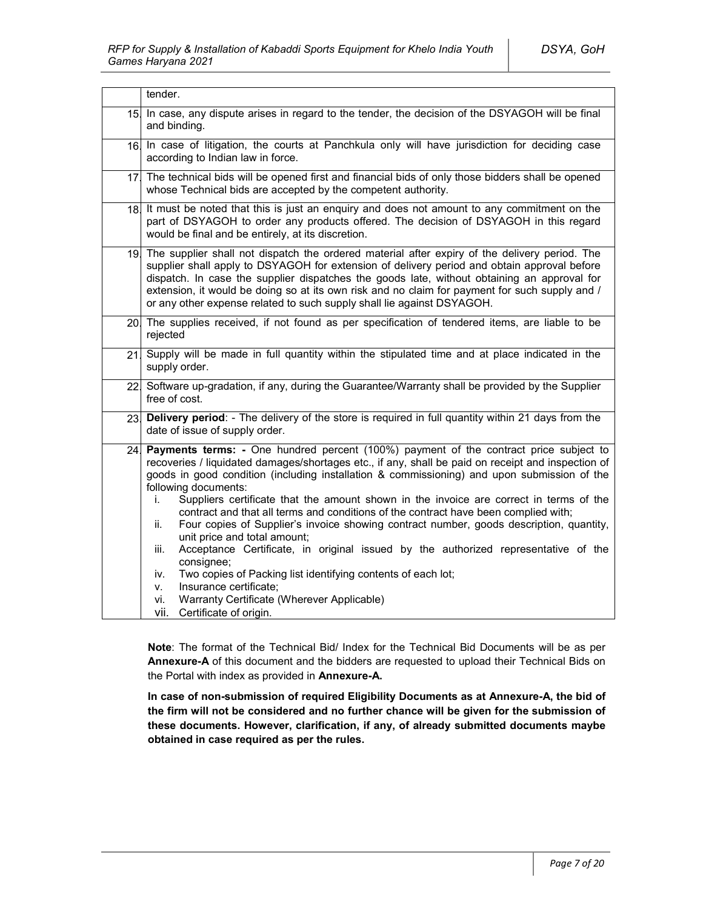|  |  |
|---|---|
|  | tender. |
| 15. | In case, any dispute arises in regard to the tender, the decision of the DSYAGOH will be final and binding. |
| 16. | In case of litigation, the courts at Panchkula only will have jurisdiction for deciding case according to Indian law in force. |
| 17. | The technical bids will be opened first and financial bids of only those bidders shall be opened whose Technical bids are accepted by the competent authority. |
| 18. | It must be noted that this is just an enquiry and does not amount to any commitment on the part of DSYAGOH to order any products offered. The decision of DSYAGOH in this regard would be final and be entirely, at its discretion. |
| 19. | The supplier shall not dispatch the ordered material after expiry of the delivery period. The supplier shall apply to DSYAGOH for extension of delivery period and obtain approval before dispatch. In case the supplier dispatches the goods late, without obtaining an approval for extension, it would be doing so at its own risk and no claim for payment for such supply and / or any other expense related to such supply shall lie against DSYAGOH. |
| 20. | The supplies received, if not found as per specification of tendered items, are liable to be rejected |
| 21. | Supply will be made in full quantity within the stipulated time and at place indicated in the supply order. |
| 22. | Software up-gradation, if any, during the Guarantee/Warranty shall be provided by the Supplier free of cost. |
| 23. | **Delivery period**: - The delivery of the store is required in full quantity within 21 days from the date of issue of supply order. |
| 24. | **Payments terms: -** One hundred percent (100%) payment of the contract price subject to recoveries / liquidated damages/shortages etc., if any, shall be paid on receipt and inspection of goods in good condition (including installation & commissioning) and upon submission of the following documents:<br>i. Suppliers certificate that the amount shown in the invoice are correct in terms of the contract and that all terms and conditions of the contract have been complied with;<br>ii. Four copies of Supplier's invoice showing contract number, goods description, quantity, unit price and total amount;<br>iii. Acceptance Certificate, in original issued by the authorized representative of the consignee;<br>iv. Two copies of Packing list identifying contents of each lot;<br>v. Insurance certificate;<br>vi. Warranty Certificate (Wherever Applicable)<br>vii. Certificate of origin. |

**Note**: The format of the Technical Bid/ Index for the Technical Bid Documents will be as per **Annexure-A** of this document and the bidders are requested to upload their Technical Bids on the Portal with index as provided in **Annexure-A.**

**In case of non-submission of required Eligibility Documents as at Annexure-A, the bid of the firm will not be considered and no further chance will be given for the submission of these documents. However, clarification, if any, of already submitted documents maybe obtained in case required as per the rules.**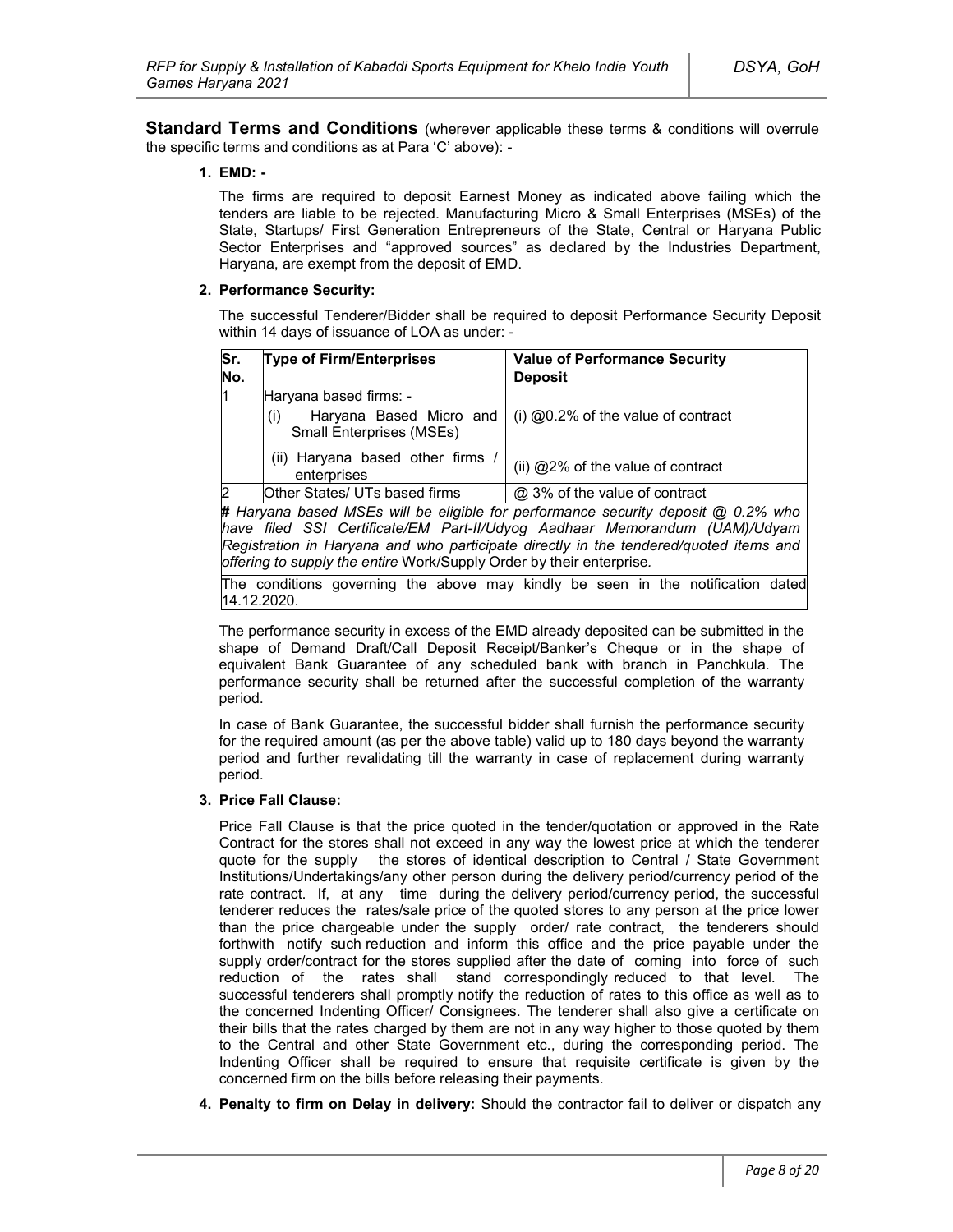**Standard Terms and Conditions** (wherever applicable these terms & conditions will overrule the specific terms and conditions as at Para 'C' above): -

1. **EMD: -**

   The firms are required to deposit Earnest Money as indicated above failing which the tenders are liable to be rejected. Manufacturing Micro & Small Enterprises (MSEs) of the State, Startups/ First Generation Entrepreneurs of the State, Central or Haryana Public Sector Enterprises and "approved sources" as declared by the Industries Department, Haryana, are exempt from the deposit of EMD.

2. **Performance Security:**

   The successful Tenderer/Bidder shall be required to deposit Performance Security Deposit within 14 days of issuance of LOA as under: -

| Sr. No. | Type of Firm/Enterprises | Value of Performance Security Deposit |
|---|---|---|
| 1 | Haryana based firms: - | |
| | (i) Haryana Based Micro and Small Enterprises (MSEs) | (i) @0.2% of the value of contract |
| | (ii) Haryana based other firms / enterprises | (ii) @2% of the value of contract |
| 2 | Other States/ UTs based firms | @ 3% of the value of contract |
| ***# Haryana based MSEs will be eligible for performance security deposit @ 0.2% who have filed SSI Certificate/EM Part-II/Udyog Aadhaar Memorandum (UAM)/Udyam Registration in Haryana and who participate directly in the tendered/quoted items and offering to supply the entire*** *Work/Supply Order by their enterprise.* | | |
| The conditions governing the above may kindly be seen in the notification dated 14.12.2020. | | |

   The performance security in excess of the EMD already deposited can be submitted in the shape of Demand Draft/Call Deposit Receipt/Banker's Cheque or in the shape of equivalent Bank Guarantee of any scheduled bank with branch in Panchkula. The performance security shall be returned after the successful completion of the warranty period.

   In case of Bank Guarantee, the successful bidder shall furnish the performance security for the required amount (as per the above table) valid up to 180 days beyond the warranty period and further revalidating till the warranty in case of replacement during warranty period.

3. **Price Fall Clause:**

   Price Fall Clause is that the price quoted in the tender/quotation or approved in the Rate Contract for the stores shall not exceed in any way the lowest price at which the tenderer quote for the supply the stores of identical description to Central / State Government Institutions/Undertakings/any other person during the delivery period/currency period of the rate contract. If, at any time during the delivery period/currency period, the successful tenderer reduces the rates/sale price of the quoted stores to any person at the price lower than the price chargeable under the supply order/ rate contract, the tenderers should forthwith notify such reduction and inform this office and the price payable under the supply order/contract for the stores supplied after the date of coming into force of such reduction of the rates shall stand correspondingly reduced to that level. The successful tenderers shall promptly notify the reduction of rates to this office as well as to the concerned Indenting Officer/ Consignees. The tenderer shall also give a certificate on their bills that the rates charged by them are not in any way higher to those quoted by them to the Central and other State Government etc., during the corresponding period. The Indenting Officer shall be required to ensure that requisite certificate is given by the concerned firm on the bills before releasing their payments.

4. **Penalty to firm on Delay in delivery:** Should the contractor fail to deliver or dispatch any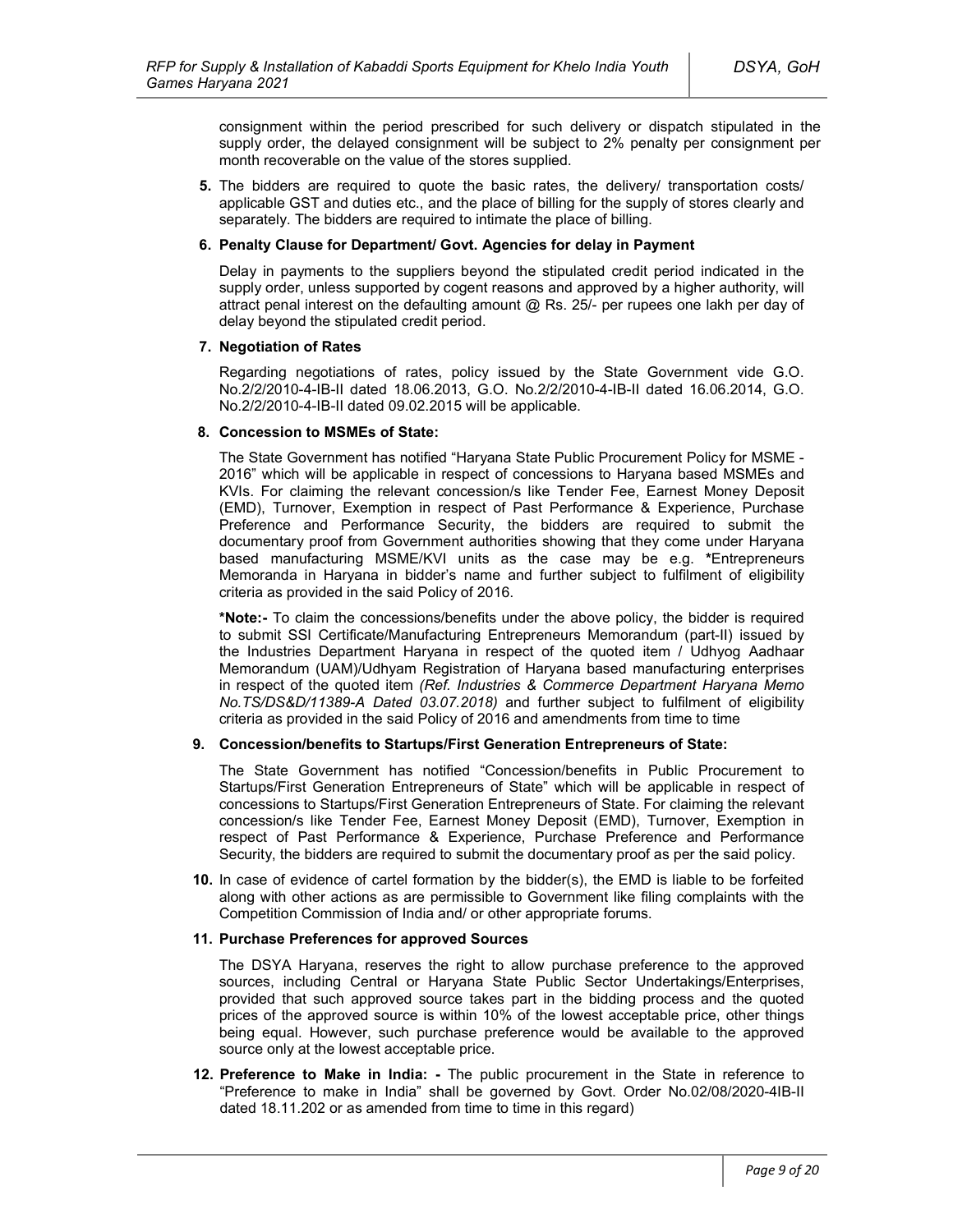consignment within the period prescribed for such delivery or dispatch stipulated in the supply order, the delayed consignment will be subject to 2% penalty per consignment per month recoverable on the value of the stores supplied.

**5.** The bidders are required to quote the basic rates, the delivery/ transportation costs/ applicable GST and duties etc., and the place of billing for the supply of stores clearly and separately. The bidders are required to intimate the place of billing.

**6. Penalty Clause for Department/ Govt. Agencies for delay in Payment**

Delay in payments to the suppliers beyond the stipulated credit period indicated in the supply order, unless supported by cogent reasons and approved by a higher authority, will attract penal interest on the defaulting amount @ Rs. 25/- per rupees one lakh per day of delay beyond the stipulated credit period.

**7. Negotiation of Rates**

Regarding negotiations of rates, policy issued by the State Government vide G.O. No.2/2/2010-4-IB-II dated 18.06.2013, G.O. No.2/2/2010-4-IB-II dated 16.06.2014, G.O. No.2/2/2010-4-IB-II dated 09.02.2015 will be applicable.

**8. Concession to MSMEs of State:**

The State Government has notified "Haryana State Public Procurement Policy for MSME - 2016" which will be applicable in respect of concessions to Haryana based MSMEs and KVIs. For claiming the relevant concession/s like Tender Fee, Earnest Money Deposit (EMD), Turnover, Exemption in respect of Past Performance & Experience, Purchase Preference and Performance Security, the bidders are required to submit the documentary proof from Government authorities showing that they come under Haryana based manufacturing MSME/KVI units as the case may be e.g. **\***Entrepreneurs Memoranda in Haryana in bidder's name and further subject to fulfilment of eligibility criteria as provided in the said Policy of 2016.

**\*Note:-** To claim the concessions/benefits under the above policy, the bidder is required to submit SSI Certificate/Manufacturing Entrepreneurs Memorandum (part-II) issued by the Industries Department Haryana in respect of the quoted item / Udhyog Aadhaar Memorandum (UAM)/Udhyam Registration of Haryana based manufacturing enterprises in respect of the quoted item *(Ref. Industries & Commerce Department Haryana Memo No.TS/DS&D/11389-A Dated 03.07.2018)* and further subject to fulfilment of eligibility criteria as provided in the said Policy of 2016 and amendments from time to time

**9. Concession/benefits to Startups/First Generation Entrepreneurs of State:**

The State Government has notified "Concession/benefits in Public Procurement to Startups/First Generation Entrepreneurs of State" which will be applicable in respect of concessions to Startups/First Generation Entrepreneurs of State. For claiming the relevant concession/s like Tender Fee, Earnest Money Deposit (EMD), Turnover, Exemption in respect of Past Performance & Experience, Purchase Preference and Performance Security, the bidders are required to submit the documentary proof as per the said policy.

**10.** In case of evidence of cartel formation by the bidder(s), the EMD is liable to be forfeited along with other actions as are permissible to Government like filing complaints with the Competition Commission of India and/ or other appropriate forums.

**11. Purchase Preferences for approved Sources**

The DSYA Haryana, reserves the right to allow purchase preference to the approved sources, including Central or Haryana State Public Sector Undertakings/Enterprises, provided that such approved source takes part in the bidding process and the quoted prices of the approved source is within 10% of the lowest acceptable price, other things being equal. However, such purchase preference would be available to the approved source only at the lowest acceptable price.

**12. Preference to Make in India: -** The public procurement in the State in reference to "Preference to make in India" shall be governed by Govt. Order No.02/08/2020-4IB-II dated 18.11.202 or as amended from time to time in this regard)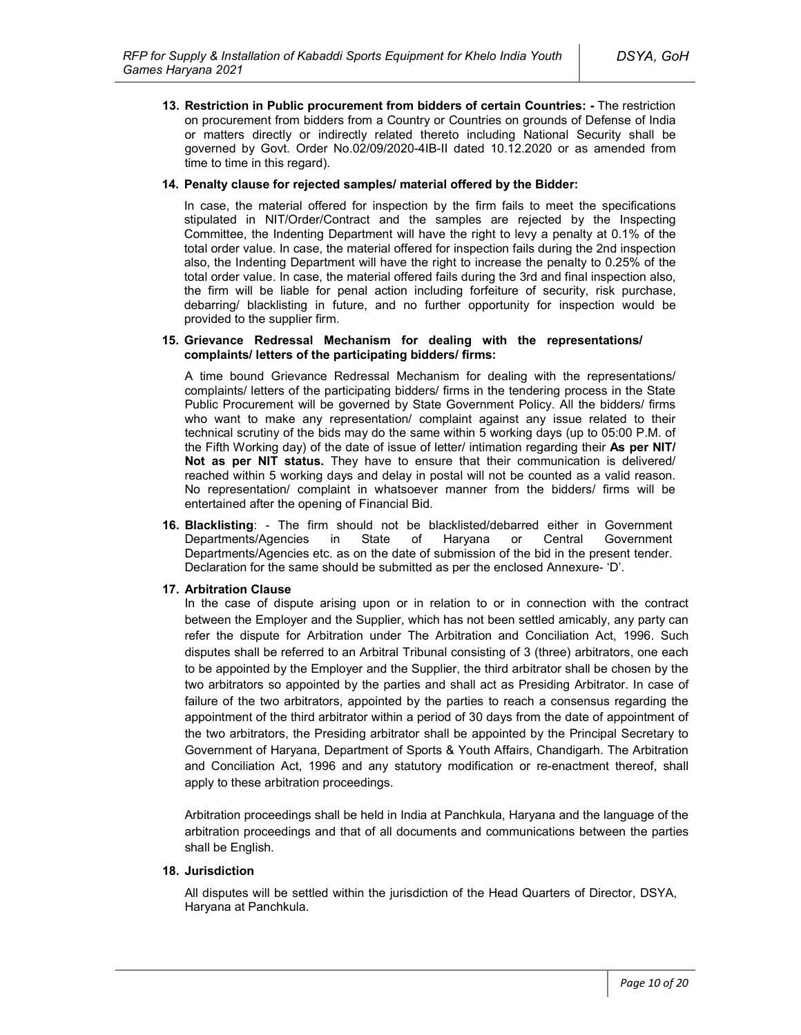**13. Restriction in Public procurement from bidders of certain Countries: -** The restriction on procurement from bidders from a Country or Countries on grounds of Defense of India or matters directly or indirectly related thereto including National Security shall be governed by Govt. Order No.02/09/2020-4IB-II dated 10.12.2020 or as amended from time to time in this regard).

**14. Penalty clause for rejected samples/ material offered by the Bidder:**

In case, the material offered for inspection by the firm fails to meet the specifications stipulated in NIT/Order/Contract and the samples are rejected by the Inspecting Committee, the Indenting Department will have the right to levy a penalty at 0.1% of the total order value. In case, the material offered for inspection fails during the 2nd inspection also, the Indenting Department will have the right to increase the penalty to 0.25% of the total order value. In case, the material offered fails during the 3rd and final inspection also, the firm will be liable for penal action including forfeiture of security, risk purchase, debarring/ blacklisting in future, and no further opportunity for inspection would be provided to the supplier firm.

**15. Grievance Redressal Mechanism for dealing with the representations/ complaints/ letters of the participating bidders/ firms:**

A time bound Grievance Redressal Mechanism for dealing with the representations/ complaints/ letters of the participating bidders/ firms in the tendering process in the State Public Procurement will be governed by State Government Policy. All the bidders/ firms who want to make any representation/ complaint against any issue related to their technical scrutiny of the bids may do the same within 5 working days (up to 05:00 P.M. of the Fifth Working day) of the date of issue of letter/ intimation regarding their **As per NIT/ Not as per NIT status.** They have to ensure that their communication is delivered/ reached within 5 working days and delay in postal will not be counted as a valid reason. No representation/ complaint in whatsoever manner from the bidders/ firms will be entertained after the opening of Financial Bid.

**16. Blacklisting**: - The firm should not be blacklisted/debarred either in Government Departments/Agencies in State of Haryana or Central Government Departments/Agencies etc. as on the date of submission of the bid in the present tender. Declaration for the same should be submitted as per the enclosed Annexure- 'D'.

**17. Arbitration Clause**

In the case of dispute arising upon or in relation to or in connection with the contract between the Employer and the Supplier, which has not been settled amicably, any party can refer the dispute for Arbitration under The Arbitration and Conciliation Act, 1996. Such disputes shall be referred to an Arbitral Tribunal consisting of 3 (three) arbitrators, one each to be appointed by the Employer and the Supplier, the third arbitrator shall be chosen by the two arbitrators so appointed by the parties and shall act as Presiding Arbitrator. In case of failure of the two arbitrators, appointed by the parties to reach a consensus regarding the appointment of the third arbitrator within a period of 30 days from the date of appointment of the two arbitrators, the Presiding arbitrator shall be appointed by the Principal Secretary to Government of Haryana, Department of Sports & Youth Affairs, Chandigarh. The Arbitration and Conciliation Act, 1996 and any statutory modification or re-enactment thereof, shall apply to these arbitration proceedings.

Arbitration proceedings shall be held in India at Panchkula, Haryana and the language of the arbitration proceedings and that of all documents and communications between the parties shall be English.

**18. Jurisdiction**

All disputes will be settled within the jurisdiction of the Head Quarters of Director, DSYA, Haryana at Panchkula.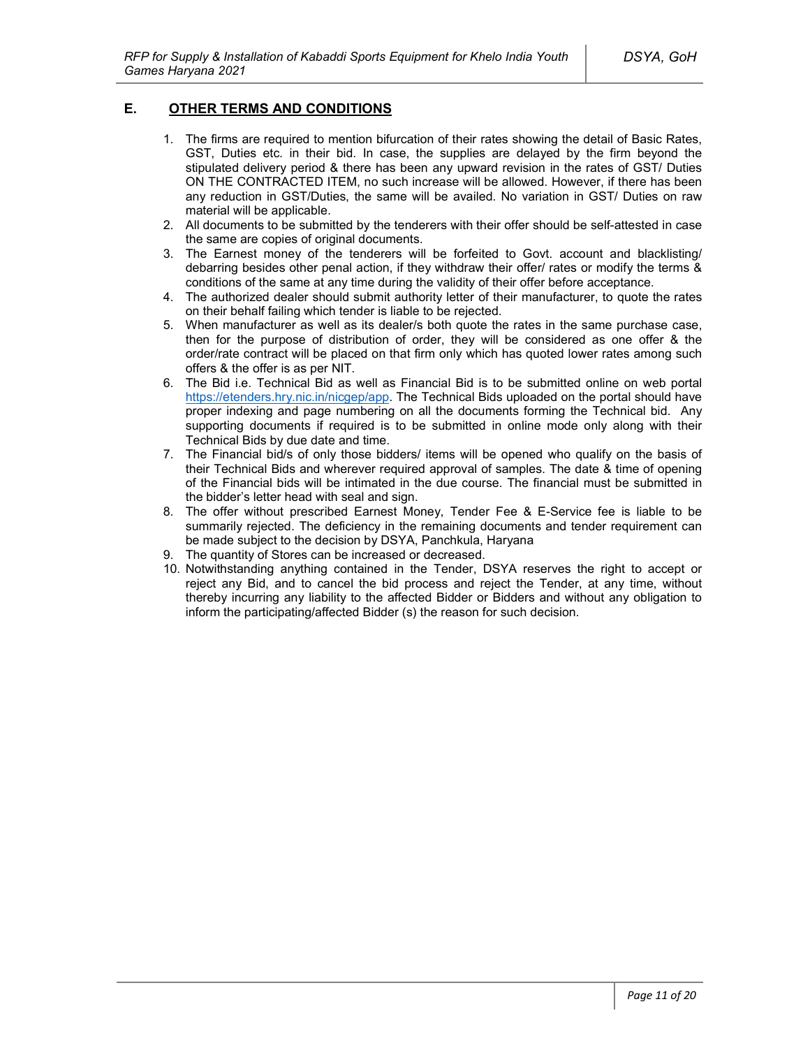## E. OTHER TERMS AND CONDITIONS

1. The firms are required to mention bifurcation of their rates showing the detail of Basic Rates, GST, Duties etc. in their bid. In case, the supplies are delayed by the firm beyond the stipulated delivery period & there has been any upward revision in the rates of GST/ Duties ON THE CONTRACTED ITEM, no such increase will be allowed. However, if there has been any reduction in GST/Duties, the same will be availed. No variation in GST/ Duties on raw material will be applicable.
2. All documents to be submitted by the tenderers with their offer should be self-attested in case the same are copies of original documents.
3. The Earnest money of the tenderers will be forfeited to Govt. account and blacklisting/ debarring besides other penal action, if they withdraw their offer/ rates or modify the terms & conditions of the same at any time during the validity of their offer before acceptance.
4. The authorized dealer should submit authority letter of their manufacturer, to quote the rates on their behalf failing which tender is liable to be rejected.
5. When manufacturer as well as its dealer/s both quote the rates in the same purchase case, then for the purpose of distribution of order, they will be considered as one offer & the order/rate contract will be placed on that firm only which has quoted lower rates among such offers & the offer is as per NIT.
6. The Bid i.e. Technical Bid as well as Financial Bid is to be submitted online on web portal https://etenders.hry.nic.in/nicgep/app. The Technical Bids uploaded on the portal should have proper indexing and page numbering on all the documents forming the Technical bid. Any supporting documents if required is to be submitted in online mode only along with their Technical Bids by due date and time.
7. The Financial bid/s of only those bidders/ items will be opened who qualify on the basis of their Technical Bids and wherever required approval of samples. The date & time of opening of the Financial bids will be intimated in the due course. The financial must be submitted in the bidder's letter head with seal and sign.
8. The offer without prescribed Earnest Money, Tender Fee & E-Service fee is liable to be summarily rejected. The deficiency in the remaining documents and tender requirement can be made subject to the decision by DSYA, Panchkula, Haryana
9. The quantity of Stores can be increased or decreased.
10. Notwithstanding anything contained in the Tender, DSYA reserves the right to accept or reject any Bid, and to cancel the bid process and reject the Tender, at any time, without thereby incurring any liability to the affected Bidder or Bidders and without any obligation to inform the participating/affected Bidder (s) the reason for such decision.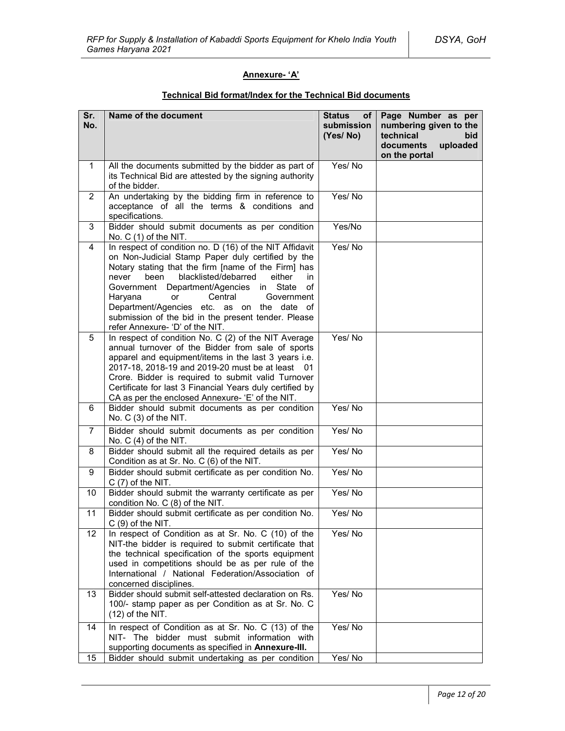## Annexure- 'A'

### Technical Bid format/Index for the Technical Bid documents

| Sr. No. | Name of the document | Status of submission (Yes/ No) | Page Number as per numbering given to the technical bid documents uploaded on the portal |
|---|---|---|---|
| 1 | All the documents submitted by the bidder as part of its Technical Bid are attested by the signing authority of the bidder. | Yes/ No | |
| 2 | An undertaking by the bidding firm in reference to acceptance of all the terms & conditions and specifications. | Yes/ No | |
| 3 | Bidder should submit documents as per condition No. C (1) of the NIT. | Yes/No | |
| 4 | In respect of condition no. D (16) of the NIT Affidavit on Non-Judicial Stamp Paper duly certified by the Notary stating that the firm [name of the Firm] has never been blacklisted/debarred either in Government Department/Agencies in State of Haryana or Central Government Department/Agencies etc. as on the date of submission of the bid in the present tender. Please refer Annexure- 'D' of the NIT. | Yes/ No | |
| 5 | In respect of condition No. C (2) of the NIT Average annual turnover of the Bidder from sale of sports apparel and equipment/items in the last 3 years i.e. 2017-18, 2018-19 and 2019-20 must be at least 01 Crore. Bidder is required to submit valid Turnover Certificate for last 3 Financial Years duly certified by CA as per the enclosed Annexure- 'E' of the NIT. | Yes/ No | |
| 6 | Bidder should submit documents as per condition No. C (3) of the NIT. | Yes/ No | |
| 7 | Bidder should submit documents as per condition No. C (4) of the NIT. | Yes/ No | |
| 8 | Bidder should submit all the required details as per Condition as at Sr. No. C (6) of the NIT. | Yes/ No | |
| 9 | Bidder should submit certificate as per condition No. C (7) of the NIT. | Yes/ No | |
| 10 | Bidder should submit the warranty certificate as per condition No. C (8) of the NIT. | Yes/ No | |
| 11 | Bidder should submit certificate as per condition No. C (9) of the NIT. | Yes/ No | |
| 12 | In respect of Condition as at Sr. No. C (10) of the NIT-the bidder is required to submit certificate that the technical specification of the sports equipment used in competitions should be as per rule of the International / National Federation/Association of concerned disciplines. | Yes/ No | |
| 13 | Bidder should submit self-attested declaration on Rs. 100/- stamp paper as per Condition as at Sr. No. C (12) of the NIT. | Yes/ No | |
| 14 | In respect of Condition as at Sr. No. C (13) of the NIT- The bidder must submit information with supporting documents as specified in **Annexure-III.** | Yes/ No | |
| 15 | Bidder should submit undertaking as per condition | Yes/ No | |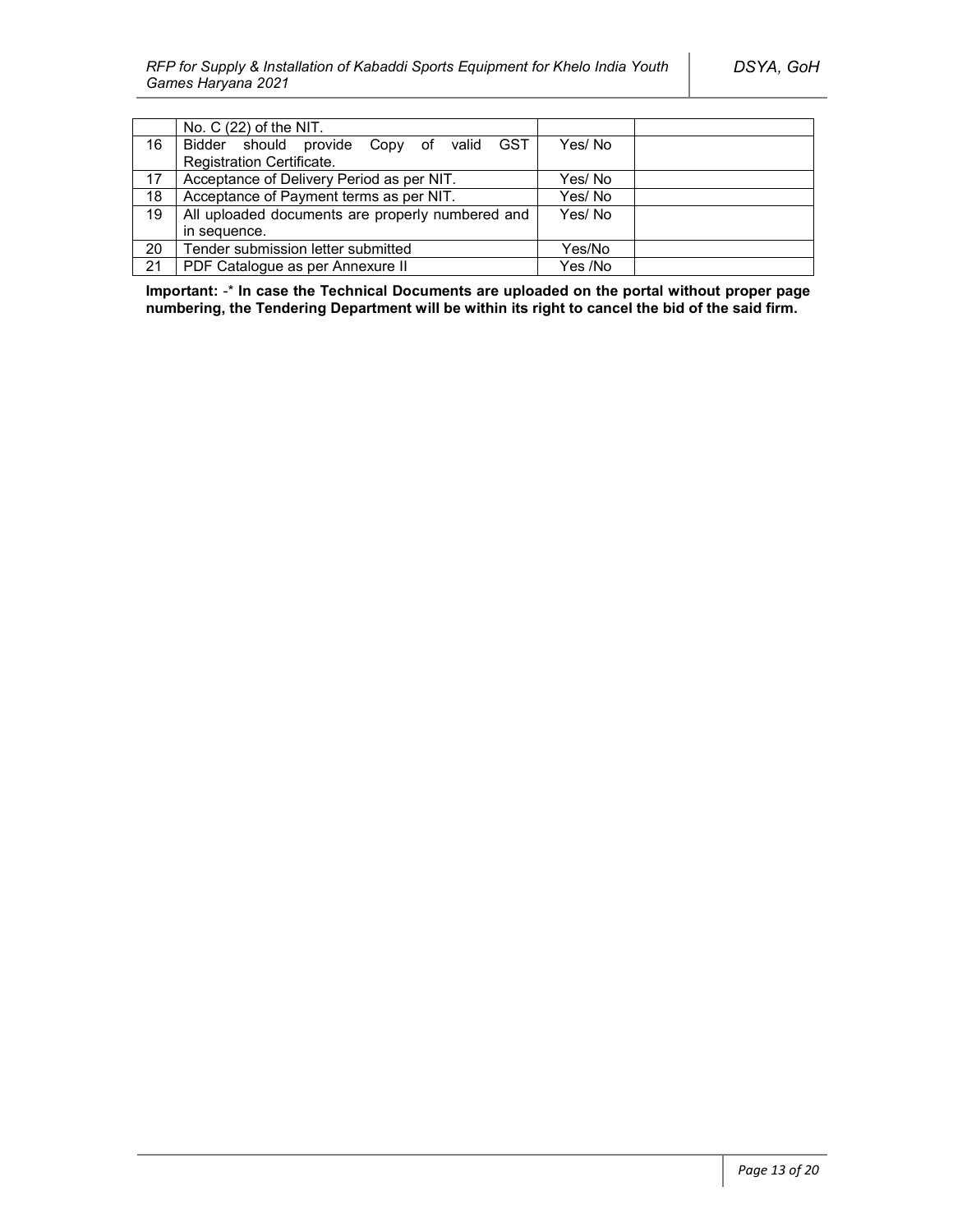|  |  |  |  |
|---|---|---|---|
|  | No. C (22) of the NIT. |  |  |
| 16 | Bidder should provide Copy of valid GST Registration Certificate. | Yes/ No |  |
| 17 | Acceptance of Delivery Period as per NIT. | Yes/ No |  |
| 18 | Acceptance of Payment terms as per NIT. | Yes/ No |  |
| 19 | All uploaded documents are properly numbered and in sequence. | Yes/ No |  |
| 20 | Tender submission letter submitted | Yes/No |  |
| 21 | PDF Catalogue as per Annexure II | Yes /No |  |

**Important:** -* **In case the Technical Documents are uploaded on the portal without proper page numbering, the Tendering Department will be within its right to cancel the bid of the said firm.**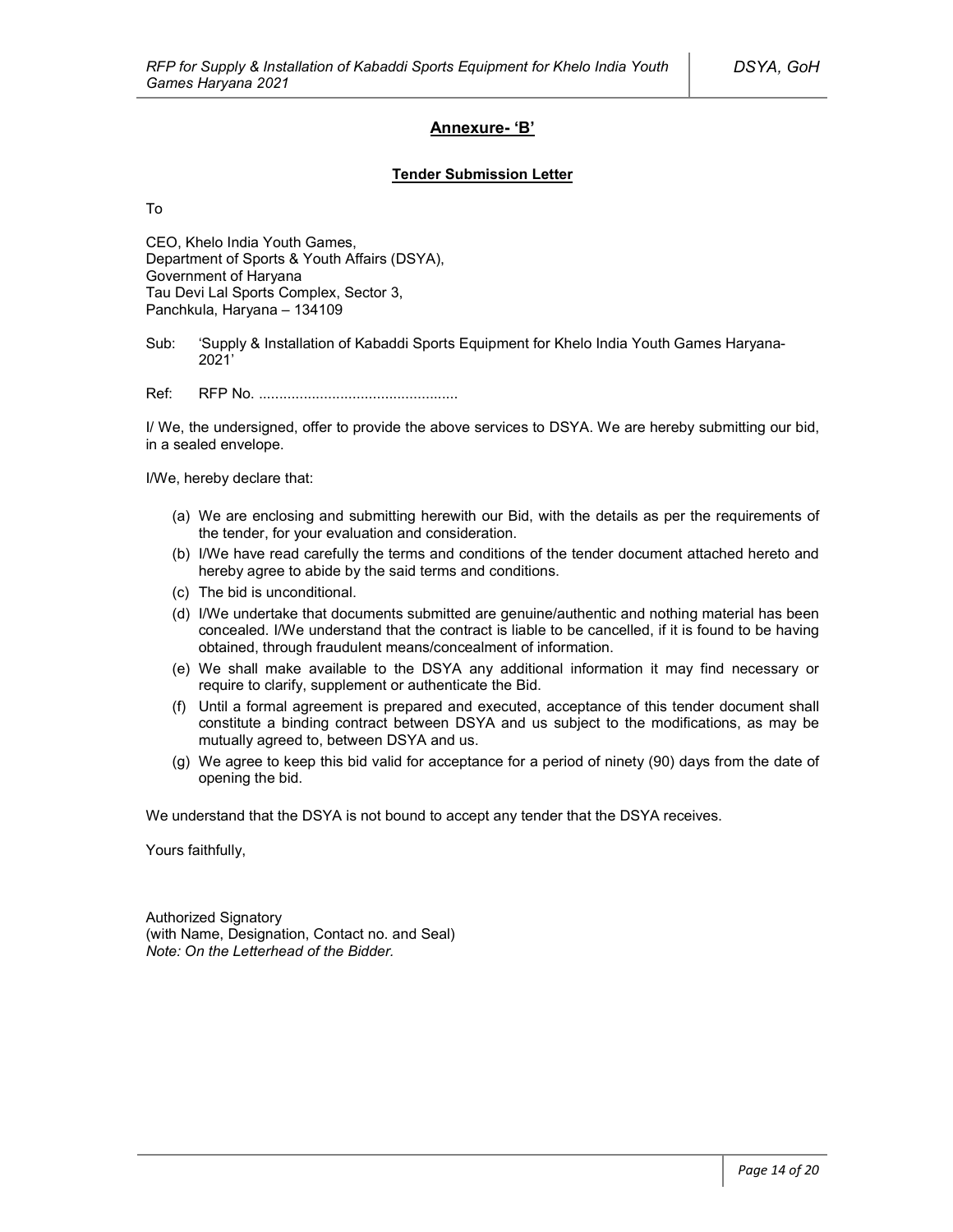## Annexure- 'B'

### Tender Submission Letter

To

CEO, Khelo India Youth Games,
Department of Sports & Youth Affairs (DSYA),
Government of Haryana
Tau Devi Lal Sports Complex, Sector 3,
Panchkula, Haryana – 134109

Sub: 'Supply & Installation of Kabaddi Sports Equipment for Khelo India Youth Games Haryana-2021'

Ref: RFP No. .................................................

I/ We, the undersigned, offer to provide the above services to DSYA. We are hereby submitting our bid, in a sealed envelope.

I/We, hereby declare that:

(a) We are enclosing and submitting herewith our Bid, with the details as per the requirements of the tender, for your evaluation and consideration.
(b) I/We have read carefully the terms and conditions of the tender document attached hereto and hereby agree to abide by the said terms and conditions.
(c) The bid is unconditional.
(d) I/We undertake that documents submitted are genuine/authentic and nothing material has been concealed. I/We understand that the contract is liable to be cancelled, if it is found to be having obtained, through fraudulent means/concealment of information.
(e) We shall make available to the DSYA any additional information it may find necessary or require to clarify, supplement or authenticate the Bid.
(f) Until a formal agreement is prepared and executed, acceptance of this tender document shall constitute a binding contract between DSYA and us subject to the modifications, as may be mutually agreed to, between DSYA and us.
(g) We agree to keep this bid valid for acceptance for a period of ninety (90) days from the date of opening the bid.

We understand that the DSYA is not bound to accept any tender that the DSYA receives.

Yours faithfully,

Authorized Signatory
(with Name, Designation, Contact no. and Seal)
*Note: On the Letterhead of the Bidder.*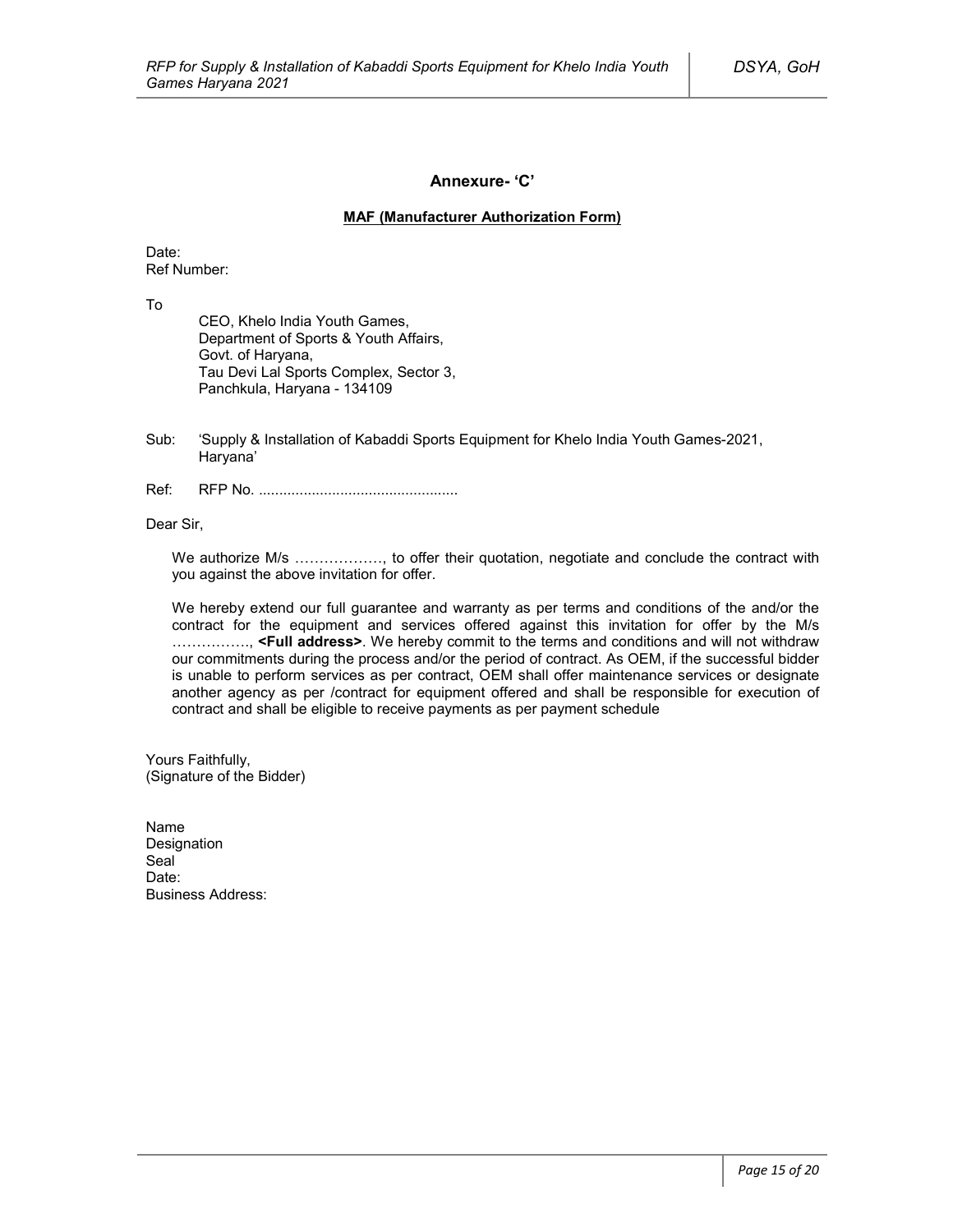## Annexure- 'C'

**MAF (Manufacturer Authorization Form)**

Date:
Ref Number:

To

CEO, Khelo India Youth Games,
Department of Sports & Youth Affairs,
Govt. of Haryana,
Tau Devi Lal Sports Complex, Sector 3,
Panchkula, Haryana - 134109

Sub: 'Supply & Installation of Kabaddi Sports Equipment for Khelo India Youth Games-2021, Haryana'

Ref: RFP No. .................................................

Dear Sir,

We authorize M/s ………………, to offer their quotation, negotiate and conclude the contract with you against the above invitation for offer.

We hereby extend our full guarantee and warranty as per terms and conditions of the and/or the contract for the equipment and services offered against this invitation for offer by the M/s ……………., **<Full address>**. We hereby commit to the terms and conditions and will not withdraw our commitments during the process and/or the period of contract. As OEM, if the successful bidder is unable to perform services as per contract, OEM shall offer maintenance services or designate another agency as per /contract for equipment offered and shall be responsible for execution of contract and shall be eligible to receive payments as per payment schedule

Yours Faithfully,
(Signature of the Bidder)

Name
Designation
Seal
Date:
Business Address: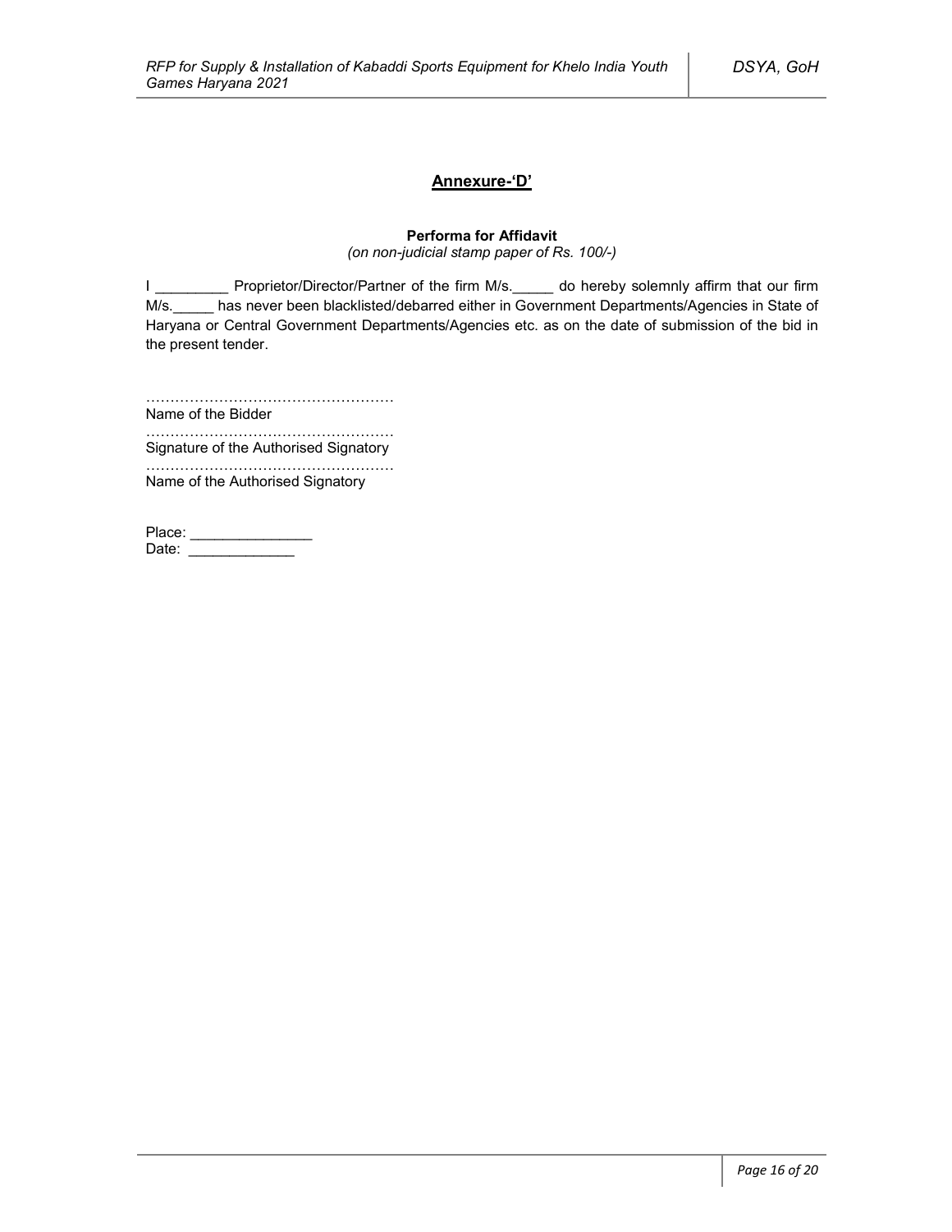## Annexure-'D'

**Performa for Affidavit**

*(on non-judicial stamp paper of Rs. 100/-)*

I _________ Proprietor/Director/Partner of the firm M/s._____ do hereby solemnly affirm that our firm M/s._____ has never been blacklisted/debarred either in Government Departments/Agencies in State of Haryana or Central Government Departments/Agencies etc. as on the date of submission of the bid in the present tender.

……………………………………………
Name of the Bidder

……………………………………………
Signature of the Authorised Signatory

……………………………………………
Name of the Authorised Signatory

Place: _______________
Date: _____________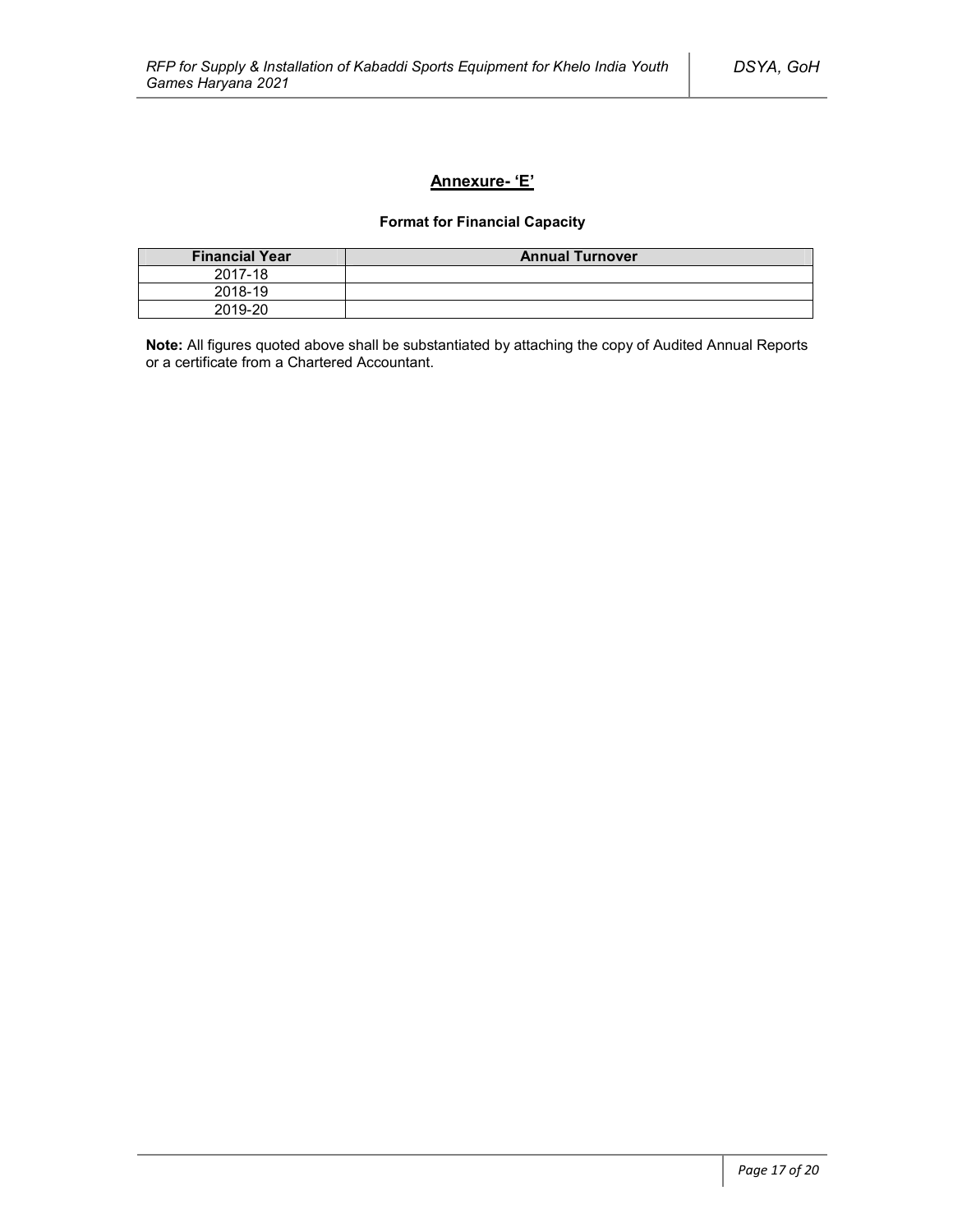## Annexure- 'E'

**Format for Financial Capacity**

| Financial Year | Annual Turnover |
| --- | --- |
| 2017-18 | |
| 2018-19 | |
| 2019-20 | |

**Note:** All figures quoted above shall be substantiated by attaching the copy of Audited Annual Reports or a certificate from a Chartered Accountant.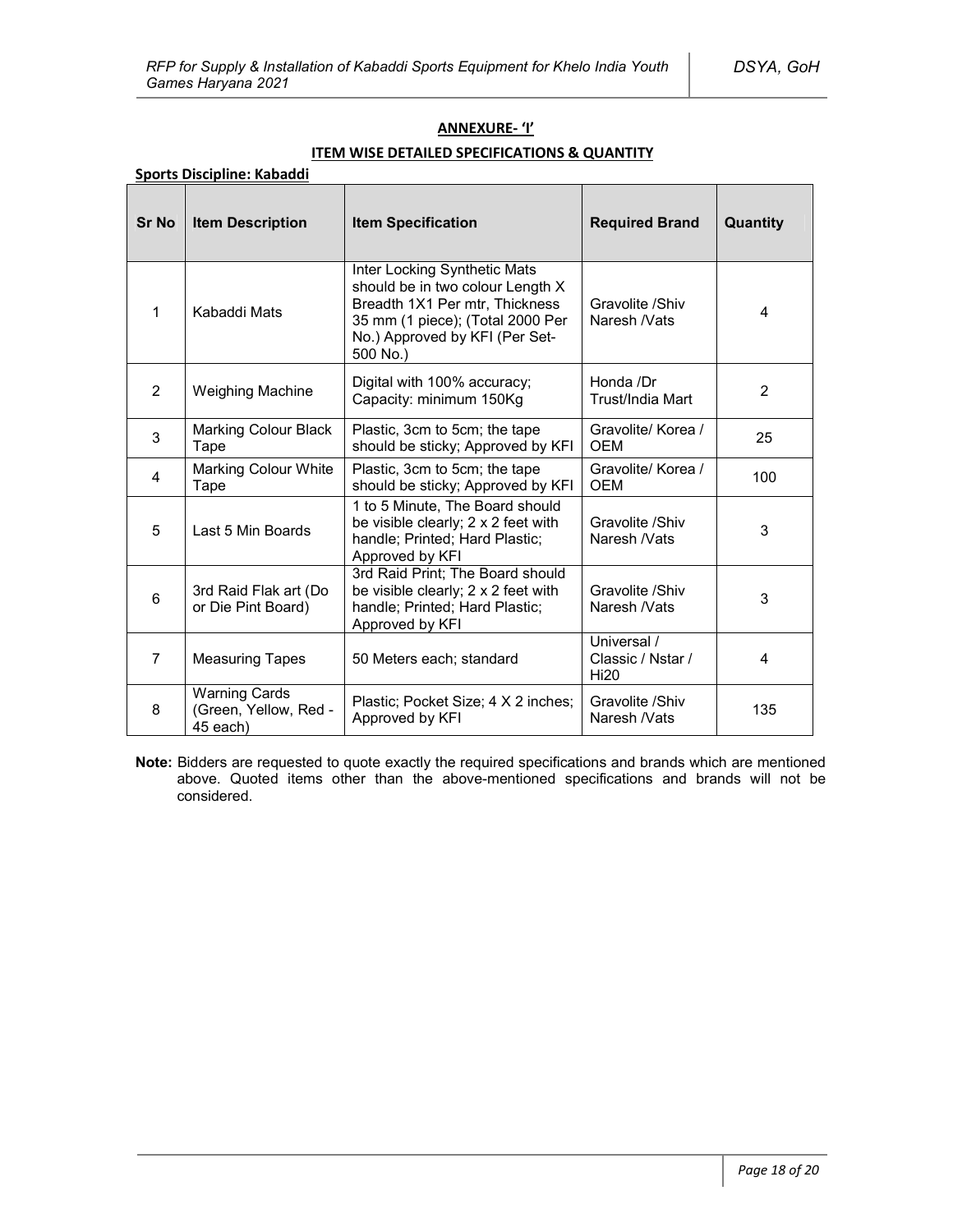**ANNEXURE- 'I'**

**ITEM WISE DETAILED SPECIFICATIONS & QUANTITY**

**Sports Discipline: Kabaddi**

| Sr No | Item Description | Item Specification | Required Brand | Quantity |
|---|---|---|---|---|
| 1 | Kabaddi Mats | Inter Locking Synthetic Mats should be in two colour Length X Breadth 1X1 Per mtr, Thickness 35 mm (1 piece); (Total 2000 Per No.) Approved by KFI (Per Set-500 No.) | Gravolite /Shiv Naresh /Vats | 4 |
| 2 | Weighing Machine | Digital with 100% accuracy; Capacity: minimum 150Kg | Honda /Dr Trust/India Mart | 2 |
| 3 | Marking Colour Black Tape | Plastic, 3cm to 5cm; the tape should be sticky; Approved by KFI | Gravolite/ Korea / OEM | 25 |
| 4 | Marking Colour White Tape | Plastic, 3cm to 5cm; the tape should be sticky; Approved by KFI | Gravolite/ Korea / OEM | 100 |
| 5 | Last 5 Min Boards | 1 to 5 Minute, The Board should be visible clearly; 2 x 2 feet with handle; Printed; Hard Plastic; Approved by KFI | Gravolite /Shiv Naresh /Vats | 3 |
| 6 | 3rd Raid Flak art (Do or Die Pint Board) | 3rd Raid Print; The Board should be visible clearly; 2 x 2 feet with handle; Printed; Hard Plastic; Approved by KFI | Gravolite /Shiv Naresh /Vats | 3 |
| 7 | Measuring Tapes | 50 Meters each; standard | Universal / Classic / Nstar / Hi20 | 4 |
| 8 | Warning Cards (Green, Yellow, Red - 45 each) | Plastic; Pocket Size; 4 X 2 inches; Approved by KFI | Gravolite /Shiv Naresh /Vats | 135 |

**Note:** Bidders are requested to quote exactly the required specifications and brands which are mentioned above. Quoted items other than the above-mentioned specifications and brands will not be considered.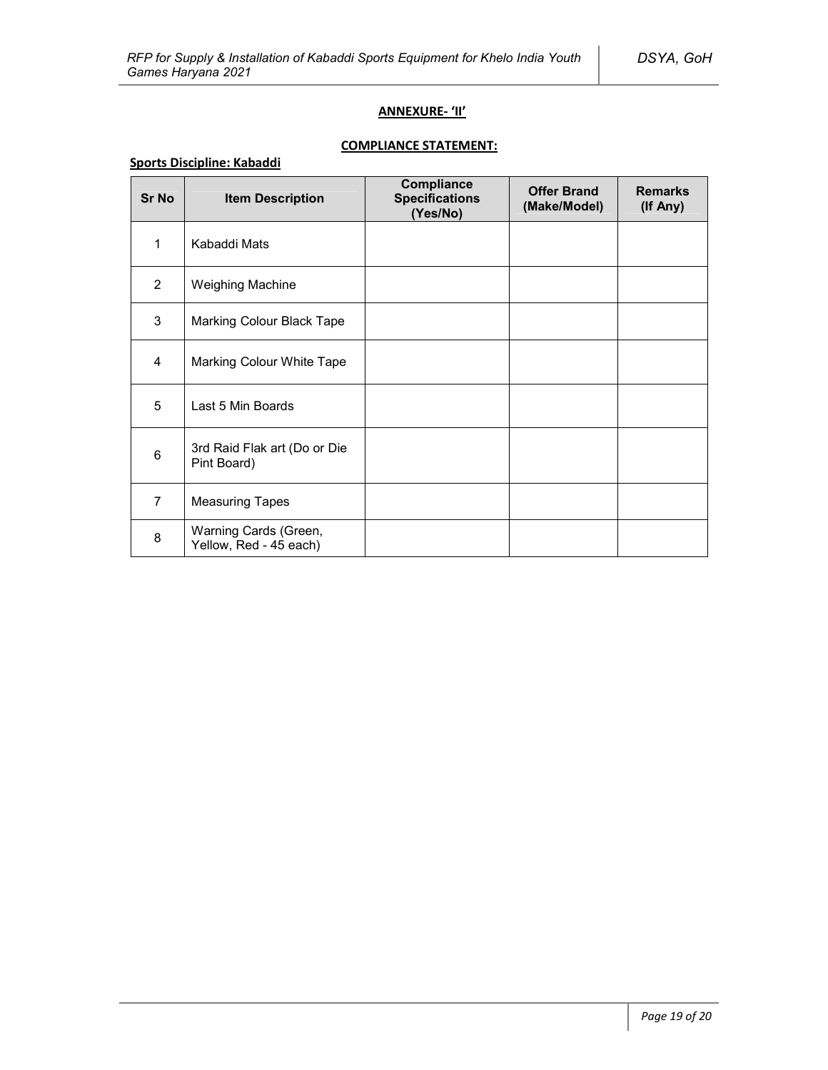**ANNEXURE- 'II'**

**COMPLIANCE STATEMENT:**

**Sports Discipline: Kabaddi**

| Sr No | Item Description | Compliance Specifications (Yes/No) | Offer Brand (Make/Model) | Remarks (If Any) |
|---|---|---|---|---|
| 1 | Kabaddi Mats | | | |
| 2 | Weighing Machine | | | |
| 3 | Marking Colour Black Tape | | | |
| 4 | Marking Colour White Tape | | | |
| 5 | Last 5 Min Boards | | | |
| 6 | 3rd Raid Flak art (Do or Die Pint Board) | | | |
| 7 | Measuring Tapes | | | |
| 8 | Warning Cards (Green, Yellow, Red - 45 each) | | | |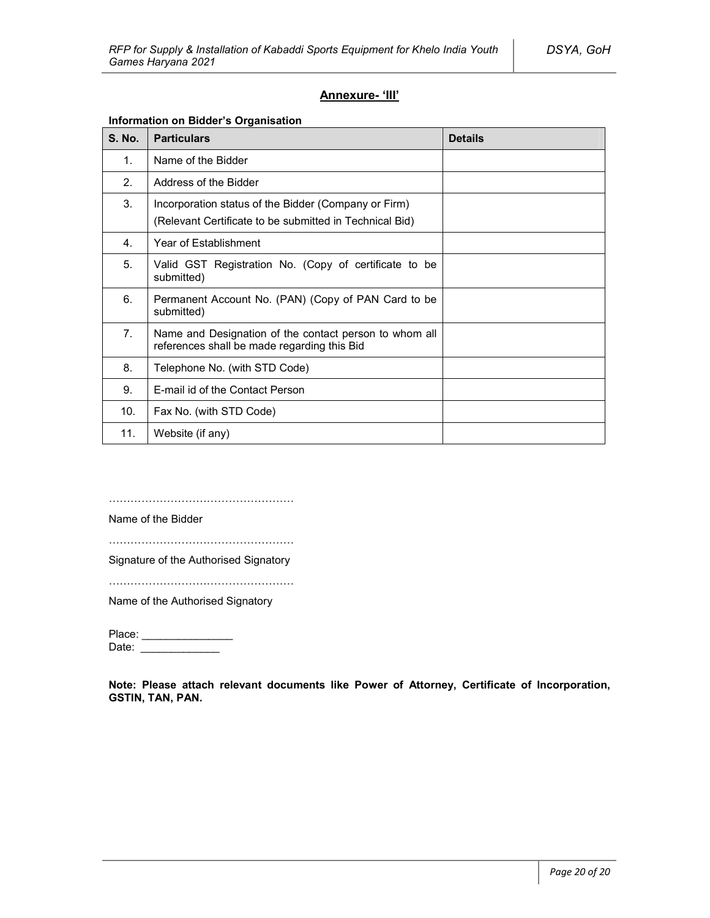## Annexure- 'III'

**Information on Bidder's Organisation**

| S. No. | Particulars | Details |
|---|---|---|
| 1. | Name of the Bidder | |
| 2. | Address of the Bidder | |
| 3. | Incorporation status of the Bidder (Company or Firm) (Relevant Certificate to be submitted in Technical Bid) | |
| 4. | Year of Establishment | |
| 5. | Valid GST Registration No. (Copy of certificate to be submitted) | |
| 6. | Permanent Account No. (PAN) (Copy of PAN Card to be submitted) | |
| 7. | Name and Designation of the contact person to whom all references shall be made regarding this Bid | |
| 8. | Telephone No. (with STD Code) | |
| 9. | E-mail id of the Contact Person | |
| 10. | Fax No. (with STD Code) | |
| 11. | Website (if any) | |

……………………………………………

Name of the Bidder

……………………………………………

Signature of the Authorised Signatory

……………………………………………

Name of the Authorised Signatory

Place: _______________
Date: _____________

**Note: Please attach relevant documents like Power of Attorney, Certificate of Incorporation, GSTIN, TAN, PAN.**